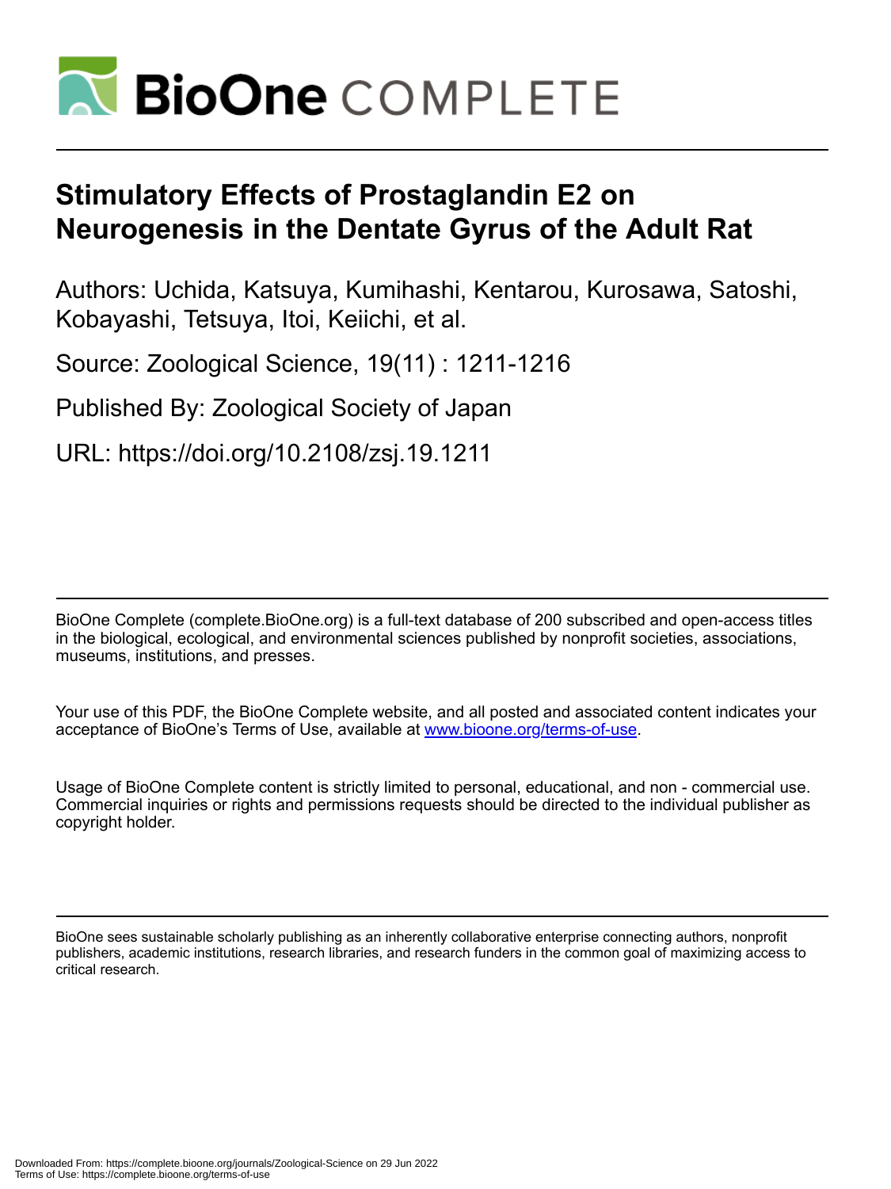# Stimulatory Effects of Prostaglandin E2 on Neurogenesis in the Dentate Gyrus of the Adult Rat

Authors: Uchida, Katsuya, Kumihashi, Kentarou, Kurosawa, Satoshi, Kobayashi, Tetsuya, Itoi, Keiichi, et al.

Source: Zoological Science, 19(11) : 1211-1216

Published By: Zoological Society of Japan

URL: https://doi.org/10.2108/zsj.19.1211

---

BioOne Complete (complete.BioOne.org) is a full-text database of 200 subscribed and open-access titles in the biological, ecological, and environmental sciences published by nonprofit societies, associations, museums, institutions, and presses.

Your use of this PDF, the BioOne Complete website, and all posted and associated content indicates your acceptance of BioOne's Terms of Use, available at www.bioone.org/terms-of-use.

Usage of BioOne Complete content is strictly limited to personal, educational, and non - commercial use. Commercial inquiries or rights and permissions requests should be directed to the individual publisher as copyright holder.

---

BioOne sees sustainable scholarly publishing as an inherently collaborative enterprise connecting authors, nonprofit publishers, academic institutions, research libraries, and research funders in the common goal of maximizing access to critical research.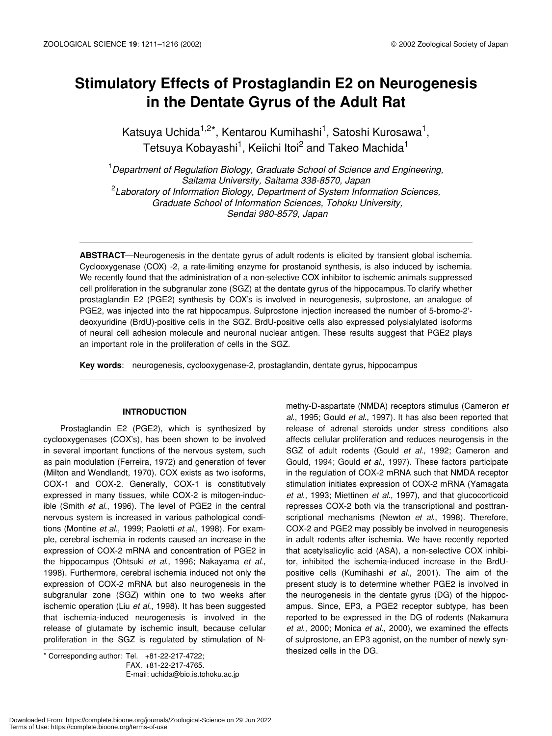# Stimulatory Effects of Prostaglandin E2 on Neurogenesis in the Dentate Gyrus of the Adult Rat

Katsuya Uchida[1,2*], Kentarou Kumihashi[1], Satoshi Kurosawa[1], Tetsuya Kobayashi[1], Keiichi Itoi[2] and Takeo Machida[1]

[1]*Department of Regulation Biology, Graduate School of Science and Engineering, Saitama University, Saitama 338-8570, Japan*
[2]*Laboratory of Information Biology, Department of System Information Sciences, Graduate School of Information Sciences, Tohoku University, Sendai 980-8579, Japan*

**ABSTRACT**—Neurogenesis in the dentate gyrus of adult rodents is elicited by transient global ischemia. Cyclooxygenase (COX) -2, a rate-limiting enzyme for prostanoid synthesis, is also induced by ischemia. We recently found that the administration of a non-selective COX inhibitor to ischemic animals suppressed cell proliferation in the subgranular zone (SGZ) at the dentate gyrus of the hippocampus. To clarify whether prostaglandin E2 (PGE2) synthesis by COX's is involved in neurogenesis, sulprostone, an analogue of PGE2, was injected into the rat hippocampus. Sulprostone injection increased the number of 5-bromo-2'-deoxyuridine (BrdU)-positive cells in the SGZ. BrdU-positive cells also expressed polysialylated isoforms of neural cell adhesion molecule and neuronal nuclear antigen. These results suggest that PGE2 plays an important role in the proliferation of cells in the SGZ.

**Key words**: neurogenesis, cyclooxygenase-2, prostaglandin, dentate gyrus, hippocampus

## INTRODUCTION

Prostaglandin E2 (PGE2), which is synthesized by cyclooxygenases (COX's), has been shown to be involved in several important functions of the nervous system, such as pain modulation (Ferreira, 1972) and generation of fever (Milton and Wendlandt, 1970). COX exists as two isoforms, COX-1 and COX-2. Generally, COX-1 is constitutively expressed in many tissues, while COX-2 is mitogen-inducible (Smith *et al.*, 1996). The level of PGE2 in the central nervous system is increased in various pathological conditions (Montine *et al.*, 1999; Paoletti *et al.*, 1998). For example, cerebral ischemia in rodents caused an increase in the expression of COX-2 mRNA and concentration of PGE2 in the hippocampus (Ohtsuki *et al.*, 1996; Nakayama *et al.*, 1998). Furthermore, cerebral ischemia induced not only the expression of COX-2 mRNA but also neurogenesis in the subgranular zone (SGZ) within one to two weeks after ischemic operation (Liu *et al.*, 1998). It has been suggested that ischemia-induced neurogenesis is involved in the release of glutamate by ischemic insult, because cellular proliferation in the SGZ is regulated by stimulation of N-methy-D-aspartate (NMDA) receptors stimulus (Cameron *et al.*, 1995; Gould *et al.*, 1997). It has also been reported that release of adrenal steroids under stress conditions also affects cellular proliferation and reduces neurogensis in the SGZ of adult rodents (Gould *et al.*, 1992; Cameron and Gould, 1994; Gould *et al.*, 1997). These factors participate in the regulation of COX-2 mRNA such that NMDA receptor stimulation initiates expression of COX-2 mRNA (Yamagata *et al.*, 1993; Miettinen *et al.*, 1997), and that glucocorticoid represses COX-2 both via the transcriptional and posttranscriptional mechanisms (Newton *et al.*, 1998). Therefore, COX-2 and PGE2 may possibly be involved in neurogenesis in adult rodents after ischemia. We have recently reported that acetylsalicylic acid (ASA), a non-selective COX inhibitor, inhibited the ischemia-induced increase in the BrdU-positive cells (Kumihashi *et al.*, 2001). The aim of the present study is to determine whether PGE2 is involved in the neurogenesis in the dentate gyrus (DG) of the hippocampus. Since, EP3, a PGE2 receptor subtype, has been reported to be expressed in the DG of rodents (Nakamura *et al.*, 2000; Monica *et al.*, 2000), we examined the effects of sulprostone, an EP3 agonist, on the number of newly synthesized cells in the DG.

* Corresponding author: Tel. +81-22-217-4722;
FAX. +81-22-217-4765.
E-mail: uchida@bio.is.tohoku.ac.jp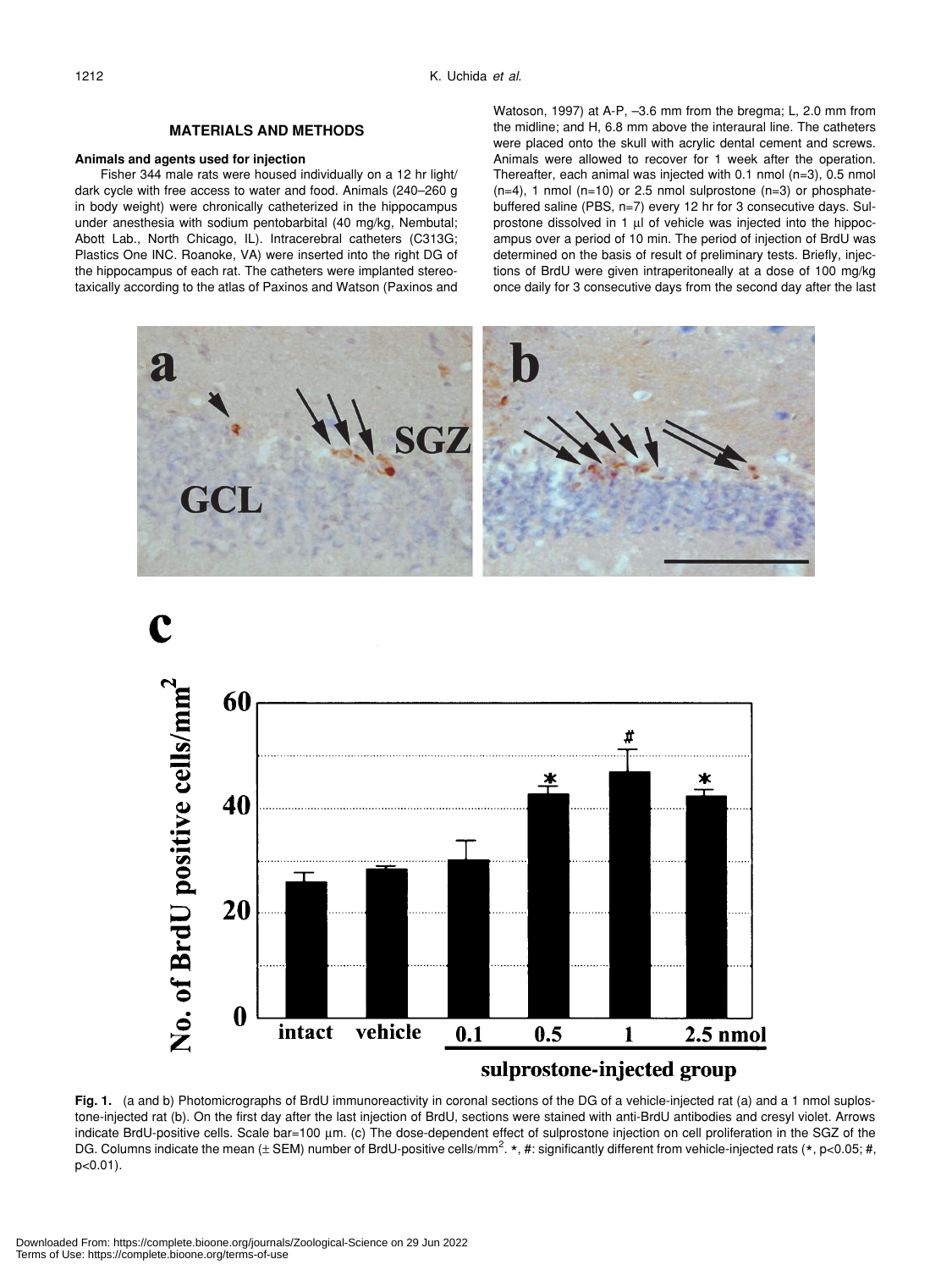## MATERIALS AND METHODS

### Animals and agents used for injection

Fisher 344 male rats were housed individually on a 12 hr light/dark cycle with free access to water and food. Animals (240–260 g in body weight) were chronically catheterized in the hippocampus under anesthesia with sodium pentobarbital (40 mg/kg, Nembutal; Abott Lab., North Chicago, IL). Intracerebral catheters (C313G; Plastics One INC. Roanoke, VA) were inserted into the right DG of the hippocampus of each rat. The catheters were implanted stereotaxically according to the atlas of Paxinos and Watson (Paxinos and Watoson, 1997) at A-P, –3.6 mm from the bregma; L, 2.0 mm from the midline; and H, 6.8 mm above the interaural line. The catheters were placed onto the skull with acrylic dental cement and screws. Animals were allowed to recover for 1 week after the operation. Thereafter, each animal was injected with 0.1 nmol (n=3), 0.5 nmol (n=4), 1 nmol (n=10) or 2.5 nmol sulprostone (n=3) or phosphate-buffered saline (PBS, n=7) every 12 hr for 3 consecutive days. Sulprostone dissolved in 1 µl of vehicle was injected into the hippocampus over a period of 10 min. The period of injection of BrdU was determined on the basis of result of preliminary tests. Briefly, injections of BrdU were given intraperitoneally at a dose of 100 mg/kg once daily for 3 consecutive days from the second day after the last

**Fig. 1.** (a and b) Photomicrographs of BrdU immunoreactivity in coronal sections of the DG of a vehicle-injected rat (a) and a 1 nmol suplostone-injected rat (b). On the first day after the last injection of BrdU, sections were stained with anti-BrdU antibodies and cresyl violet. Arrows indicate BrdU-positive cells. Scale bar=100 µm. (c) The dose-dependent effect of sulprostone injection on cell proliferation in the SGZ of the DG. Columns indicate the mean (± SEM) number of BrdU-positive cells/mm$^2$. *, #: significantly different from vehicle-injected rats (*, $p<0.05$; #, $p<0.01$).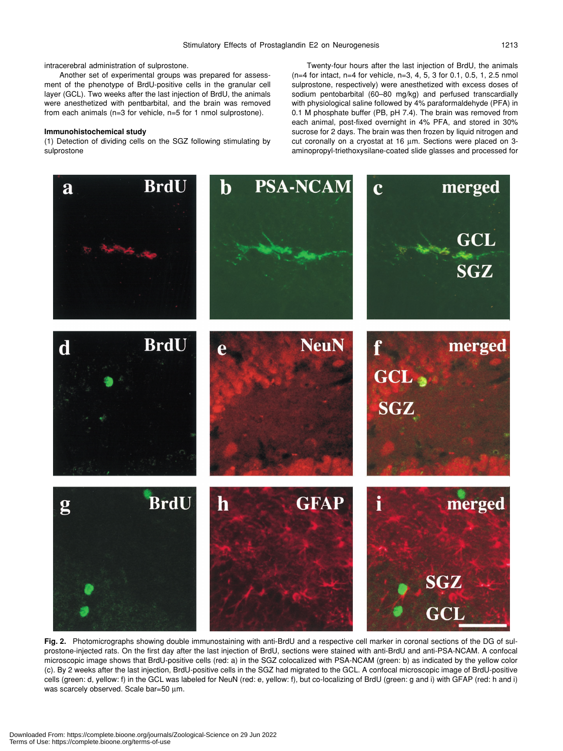intracerebral administration of sulprostone.

Another set of experimental groups was prepared for assessment of the phenotype of BrdU-positive cells in the granular cell layer (GCL). Two weeks after the last injection of BrdU, the animals were anesthetized with pentbarbital, and the brain was removed from each animals (n=3 for vehicle, n=5 for 1 nmol sulprostone).

### Immunohistochemical study

(1) Detection of dividing cells on the SGZ following stimulating by sulprostone

Twenty-four hours after the last injection of BrdU, the animals (n=4 for intact, n=4 for vehicle, n=3, 4, 5, 3 for 0.1, 0.5, 1, 2.5 nmol sulprostone, respectively) were anesthetized with excess doses of sodium pentobarbital (60–80 mg/kg) and perfused transcardially with physiological saline followed by 4% paraformaldehyde (PFA) in 0.1 M phosphate buffer (PB, pH 7.4). The brain was removed from each animal, post-fixed overnight in 4% PFA, and stored in 30% sucrose for 2 days. The brain was then frozen by liquid nitrogen and cut coronally on a cryostat at 16 µm. Sections were placed on 3-aminopropyl-triethoxysilane-coated slide glasses and processed for

**Fig. 2.** Photomicrographs showing double immunostaining with anti-BrdU and a respective cell marker in coronal sections of the DG of sulprostone-injected rats. On the first day after the last injection of BrdU, sections were stained with anti-BrdU and anti-PSA-NCAM. A confocal microscopic image shows that BrdU-positive cells (red: a) in the SGZ colocalized with PSA-NCAM (green: b) as indicated by the yellow color (c). By 2 weeks after the last injection, BrdU-positive cells in the SGZ had migrated to the GCL. A confocal microscopic image of BrdU-positive cells (green: d, yellow: f) in the GCL was labeled for NeuN (red: e, yellow: f), but co-localizing of BrdU (green: g and i) with GFAP (red: h and i) was scarcely observed. Scale bar=50 µm.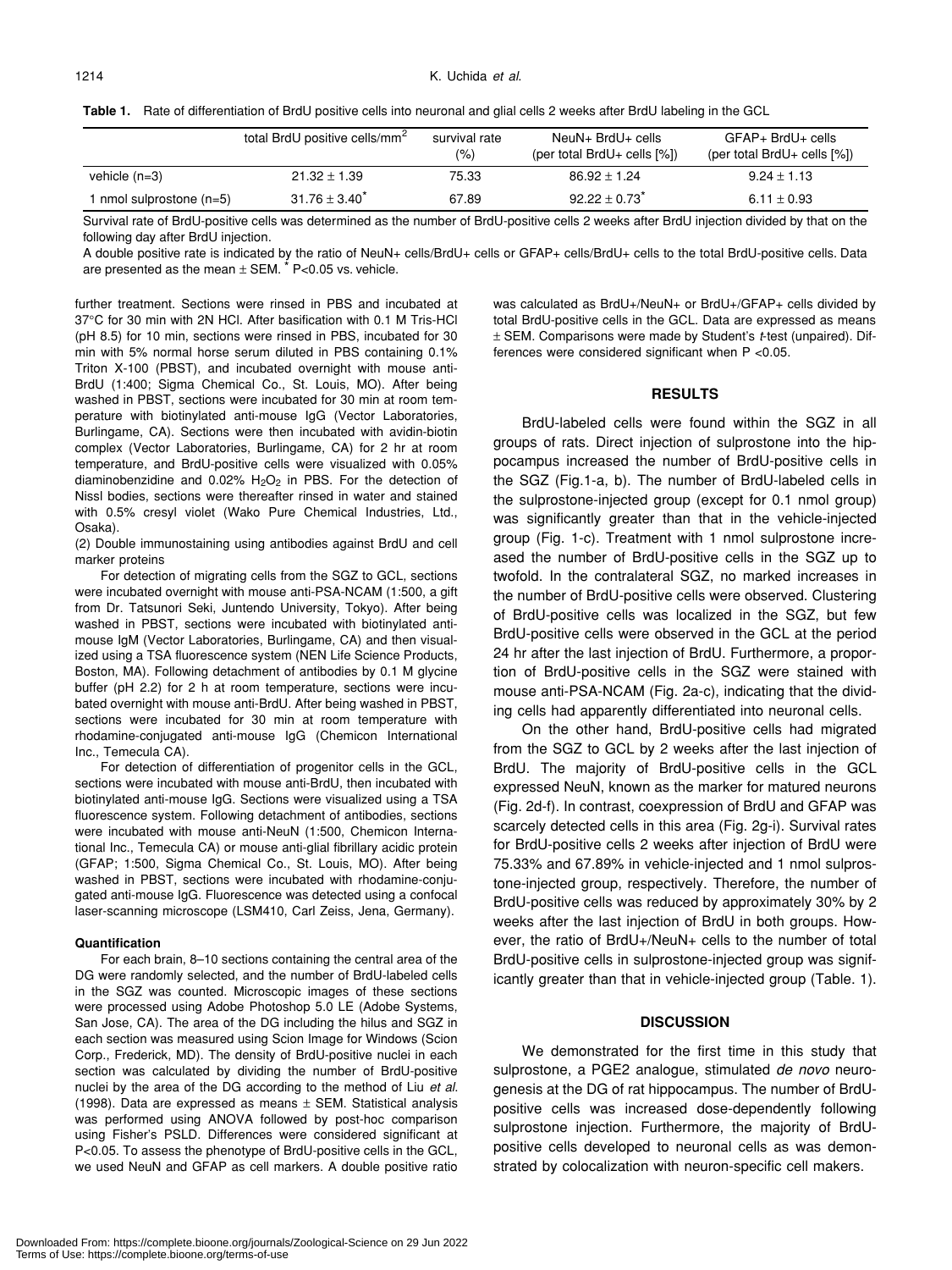**Table 1.** Rate of differentiation of BrdU positive cells into neuronal and glial cells 2 weeks after BrdU labeling in the GCL

| | total BrdU positive cells/mm$^2$ | survival rate (%) | NeuN+ BrdU+ cells (per total BrdU+ cells [%]) | GFAP+ BrdU+ cells (per total BrdU+ cells [%]) |
|---|---|---|---|---|
| vehicle (n=3) | $21.32 \pm 1.39$ | 75.33 | $86.92 \pm 1.24$ | $9.24 \pm 1.13$ |
| 1 nmol sulprostone (n=5) | $31.76 \pm 3.40^*$ | 67.89 | $92.22 \pm 0.73^*$ | $6.11 \pm 0.93$ |

Survival rate of BrdU-positive cells was determined as the number of BrdU-positive cells 2 weeks after BrdU injection divided by that on the following day after BrdU injection.

A double positive rate is indicated by the ratio of NeuN+ cells/BrdU+ cells or GFAP+ cells/BrdU+ cells to the total BrdU-positive cells. Data are presented as the mean ± SEM. * $P<0.05$ vs. vehicle.

further treatment. Sections were rinsed in PBS and incubated at 37°C for 30 min with 2N HCl. After basification with 0.1 M Tris-HCl (pH 8.5) for 10 min, sections were rinsed in PBS, incubated for 30 min with 5% normal horse serum diluted in PBS containing 0.1% Triton X-100 (PBST), and incubated overnight with mouse anti-BrdU (1:400; Sigma Chemical Co., St. Louis, MO). After being washed in PBST, sections were incubated for 30 min at room temperature with biotinylated anti-mouse IgG (Vector Laboratories, Burlingame, CA). Sections were then incubated with avidin-biotin complex (Vector Laboratories, Burlingame, CA) for 2 hr at room temperature, and BrdU-positive cells were visualized with 0.05% diaminobenzidine and 0.02% $H_2O_2$ in PBS. For the detection of Nissl bodies, sections were thereafter rinsed in water and stained with 0.5% cresyl violet (Wako Pure Chemical Industries, Ltd., Osaka).

(2) Double immunostaining using antibodies against BrdU and cell marker proteins

For detection of migrating cells from the SGZ to GCL, sections were incubated overnight with mouse anti-PSA-NCAM (1:500, a gift from Dr. Tatsunori Seki, Juntendo University, Tokyo). After being washed in PBST, sections were incubated with biotinylated anti-mouse IgM (Vector Laboratories, Burlingame, CA) and then visualized using a TSA fluorescence system (NEN Life Science Products, Boston, MA). Following detachment of antibodies by 0.1 M glycine buffer (pH 2.2) for 2 h at room temperature, sections were incubated overnight with mouse anti-BrdU. After being washed in PBST, sections were incubated for 30 min at room temperature with rhodamine-conjugated anti-mouse IgG (Chemicon International Inc., Temecula CA).

For detection of differentiation of progenitor cells in the GCL, sections were incubated with mouse anti-BrdU, then incubated with biotinylated anti-mouse IgG. Sections were visualized using a TSA fluorescence system. Following detachment of antibodies, sections were incubated with mouse anti-NeuN (1:500, Chemicon International Inc., Temecula CA) or mouse anti-glial fibrillary acidic protein (GFAP; 1:500, Sigma Chemical Co., St. Louis, MO). After being washed in PBST, sections were incubated with rhodamine-conjugated anti-mouse IgG. Fluorescence was detected using a confocal laser-scanning microscope (LSM410, Carl Zeiss, Jena, Germany).

#### Quantification

For each brain, 8–10 sections containing the central area of the DG were randomly selected, and the number of BrdU-labeled cells in the SGZ was counted. Microscopic images of these sections were processed using Adobe Photoshop 5.0 LE (Adobe Systems, San Jose, CA). The area of the DG including the hilus and SGZ in each section was measured using Scion Image for Windows (Scion Corp., Frederick, MD). The density of BrdU-positive nuclei in each section was calculated by dividing the number of BrdU-positive nuclei by the area of the DG according to the method of Liu *et al.* (1998). Data are expressed as means ± SEM. Statistical analysis was performed using ANOVA followed by post-hoc comparison using Fisher's PSLD. Differences were considered significant at $P<0.05$. To assess the phenotype of BrdU-positive cells in the GCL, we used NeuN and GFAP as cell markers. A double positive ratio was calculated as BrdU+/NeuN+ or BrdU+/GFAP+ cells divided by total BrdU-positive cells in the GCL. Data are expressed as means ± SEM. Comparisons were made by Student's *t*-test (unpaired). Differences were considered significant when $P<0.05$.

## RESULTS

BrdU-labeled cells were found within the SGZ in all groups of rats. Direct injection of sulprostone into the hippocampus increased the number of BrdU-positive cells in the SGZ (Fig.1-a, b). The number of BrdU-labeled cells in the sulprostone-injected group (except for 0.1 nmol group) was significantly greater than that in the vehicle-injected group (Fig. 1-c). Treatment with 1 nmol sulprostone increased the number of BrdU-positive cells in the SGZ up to twofold. In the contralateral SGZ, no marked increases in the number of BrdU-positive cells were observed. Clustering of BrdU-positive cells was localized in the SGZ, but few BrdU-positive cells were observed in the GCL at the period 24 hr after the last injection of BrdU. Furthermore, a proportion of BrdU-positive cells in the SGZ were stained with mouse anti-PSA-NCAM (Fig. 2a-c), indicating that the dividing cells had apparently differentiated into neuronal cells.

On the other hand, BrdU-positive cells had migrated from the SGZ to GCL by 2 weeks after the last injection of BrdU. The majority of BrdU-positive cells in the GCL expressed NeuN, known as the marker for matured neurons (Fig. 2d-f). In contrast, coexpression of BrdU and GFAP was scarcely detected cells in this area (Fig. 2g-i). Survival rates for BrdU-positive cells 2 weeks after injection of BrdU were 75.33% and 67.89% in vehicle-injected and 1 nmol sulprostone-injected group, respectively. Therefore, the number of BrdU-positive cells was reduced by approximately 30% by 2 weeks after the last injection of BrdU in both groups. However, the ratio of BrdU+/NeuN+ cells to the number of total BrdU-positive cells in sulprostone-injected group was significantly greater than that in vehicle-injected group (Table. 1).

## DISCUSSION

We demonstrated for the first time in this study that sulprostone, a PGE2 analogue, stimulated *de novo* neurogenesis at the DG of rat hippocampus. The number of BrdU-positive cells was increased dose-dependently following sulprostone injection. Furthermore, the majority of BrdU-positive cells developed to neuronal cells as was demonstrated by colocalization with neuron-specific cell makers.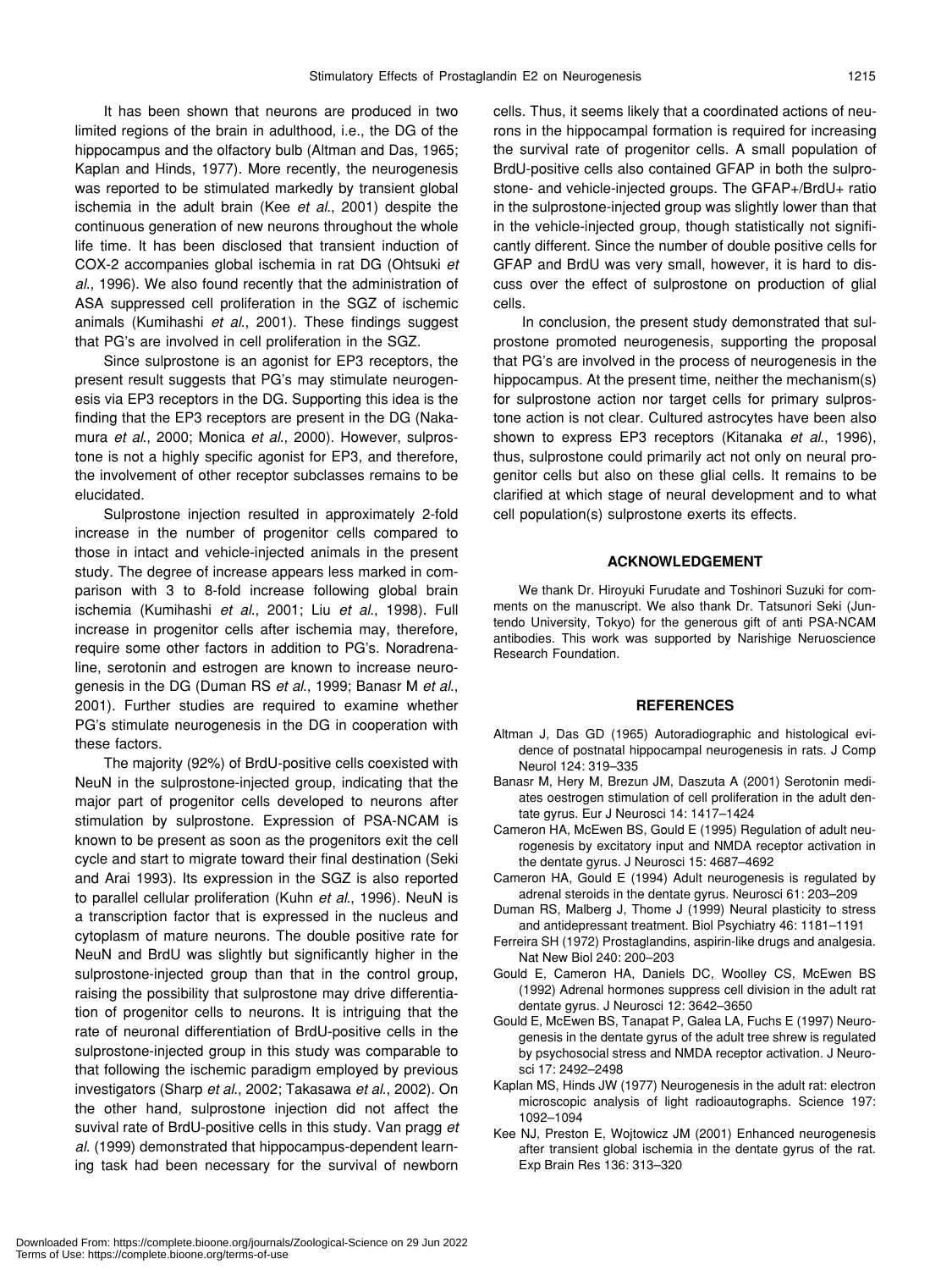It has been shown that neurons are produced in two limited regions of the brain in adulthood, i.e., the DG of the hippocampus and the olfactory bulb (Altman and Das, 1965; Kaplan and Hinds, 1977). More recently, the neurogenesis was reported to be stimulated markedly by transient global ischemia in the adult brain (Kee *et al*., 2001) despite the continuous generation of new neurons throughout the whole life time. It has been disclosed that transient induction of COX-2 accompanies global ischemia in rat DG (Ohtsuki *et al*., 1996). We also found recently that the administration of ASA suppressed cell proliferation in the SGZ of ischemic animals (Kumihashi *et al*., 2001). These findings suggest that PG's are involved in cell proliferation in the SGZ.

Since sulprostone is an agonist for EP3 receptors, the present result suggests that PG's may stimulate neurogenesis via EP3 receptors in the DG. Supporting this idea is the finding that the EP3 receptors are present in the DG (Nakamura *et al*., 2000; Monica *et al*., 2000). However, sulprostone is not a highly specific agonist for EP3, and therefore, the involvement of other receptor subclasses remains to be elucidated.

Sulprostone injection resulted in approximately 2-fold increase in the number of progenitor cells compared to those in intact and vehicle-injected animals in the present study. The degree of increase appears less marked in comparison with 3 to 8-fold increase following global brain ischemia (Kumihashi *et al*., 2001; Liu *et al*., 1998). Full increase in progenitor cells after ischemia may, therefore, require some other factors in addition to PG's. Noradrenaline, serotonin and estrogen are known to increase neurogenesis in the DG (Duman RS *et al*., 1999; Banasr M *et al*., 2001). Further studies are required to examine whether PG's stimulate neurogenesis in the DG in cooperation with these factors.

The majority (92%) of BrdU-positive cells coexisted with NeuN in the sulprostone-injected group, indicating that the major part of progenitor cells developed to neurons after stimulation by sulprostone. Expression of PSA-NCAM is known to be present as soon as the progenitors exit the cell cycle and start to migrate toward their final destination (Seki and Arai 1993). Its expression in the SGZ is also reported to parallel cellular proliferation (Kuhn *et al*., 1996). NeuN is a transcription factor that is expressed in the nucleus and cytoplasm of mature neurons. The double positive rate for NeuN and BrdU was slightly but significantly higher in the sulprostone-injected group than that in the control group, raising the possibility that sulprostone may drive differentiation of progenitor cells to neurons. It is intriguing that the rate of neuronal differentiation of BrdU-positive cells in the sulprostone-injected group in this study was comparable to that following the ischemic paradigm employed by previous investigators (Sharp *et al*., 2002; Takasawa *et al*., 2002). On the other hand, sulprostone injection did not affect the suvival rate of BrdU-positive cells in this study. Van pragg *et al.* (1999) demonstrated that hippocampus-dependent learning task had been necessary for the survival of newborn cells. Thus, it seems likely that a coordinated actions of neurons in the hippocampal formation is required for increasing the survival rate of progenitor cells. A small population of BrdU-positive cells also contained GFAP in both the sulprostone- and vehicle-injected groups. The GFAP+/BrdU+ ratio in the sulprostone-injected group was slightly lower than that in the vehicle-injected group, though statistically not significantly different. Since the number of double positive cells for GFAP and BrdU was very small, however, it is hard to discuss over the effect of sulprostone on production of glial cells.

In conclusion, the present study demonstrated that sulprostone promoted neurogenesis, supporting the proposal that PG's are involved in the process of neurogenesis in the hippocampus. At the present time, neither the mechanism(s) for sulprostone action nor target cells for primary sulprostone action is not clear. Cultured astrocytes have been also shown to express EP3 receptors (Kitanaka *et al*., 1996), thus, sulprostone could primarily act not only on neural progenitor cells but also on these glial cells. It remains to be clarified at which stage of neural development and to what cell population(s) sulprostone exerts its effects.

## ACKNOWLEDGEMENT

We thank Dr. Hiroyuki Furudate and Toshinori Suzuki for comments on the manuscript. We also thank Dr. Tatsunori Seki (Juntendo University, Tokyo) for the generous gift of anti PSA-NCAM antibodies. This work was supported by Narishige Neruoscience Research Foundation.

## REFERENCES

- Altman J, Das GD (1965) Autoradiographic and histological evidence of postnatal hippocampal neurogenesis in rats. J Comp Neurol 124: 319–335
- Banasr M, Hery M, Brezun JM, Daszuta A (2001) Serotonin mediates oestrogen stimulation of cell proliferation in the adult dentate gyrus. Eur J Neurosci 14: 1417–1424
- Cameron HA, McEwen BS, Gould E (1995) Regulation of adult neurogenesis by excitatory input and NMDA receptor activation in the dentate gyrus. J Neurosci 15: 4687–4692
- Cameron HA, Gould E (1994) Adult neurogenesis is regulated by adrenal steroids in the dentate gyrus. Neurosci 61: 203–209
- Duman RS, Malberg J, Thome J (1999) Neural plasticity to stress and antidepressant treatment. Biol Psychiatry 46: 1181–1191
- Ferreira SH (1972) Prostaglandins, aspirin-like drugs and analgesia. Nat New Biol 240: 200–203
- Gould E, Cameron HA, Daniels DC, Woolley CS, McEwen BS (1992) Adrenal hormones suppress cell division in the adult rat dentate gyrus. J Neurosci 12: 3642–3650
- Gould E, McEwen BS, Tanapat P, Galea LA, Fuchs E (1997) Neurogenesis in the dentate gyrus of the adult tree shrew is regulated by psychosocial stress and NMDA receptor activation. J Neurosci 17: 2492–2498
- Kaplan MS, Hinds JW (1977) Neurogenesis in the adult rat: electron microscopic analysis of light radioautographs. Science 197: 1092–1094
- Kee NJ, Preston E, Wojtowicz JM (2001) Enhanced neurogenesis after transient global ischemia in the dentate gyrus of the rat. Exp Brain Res 136: 313–320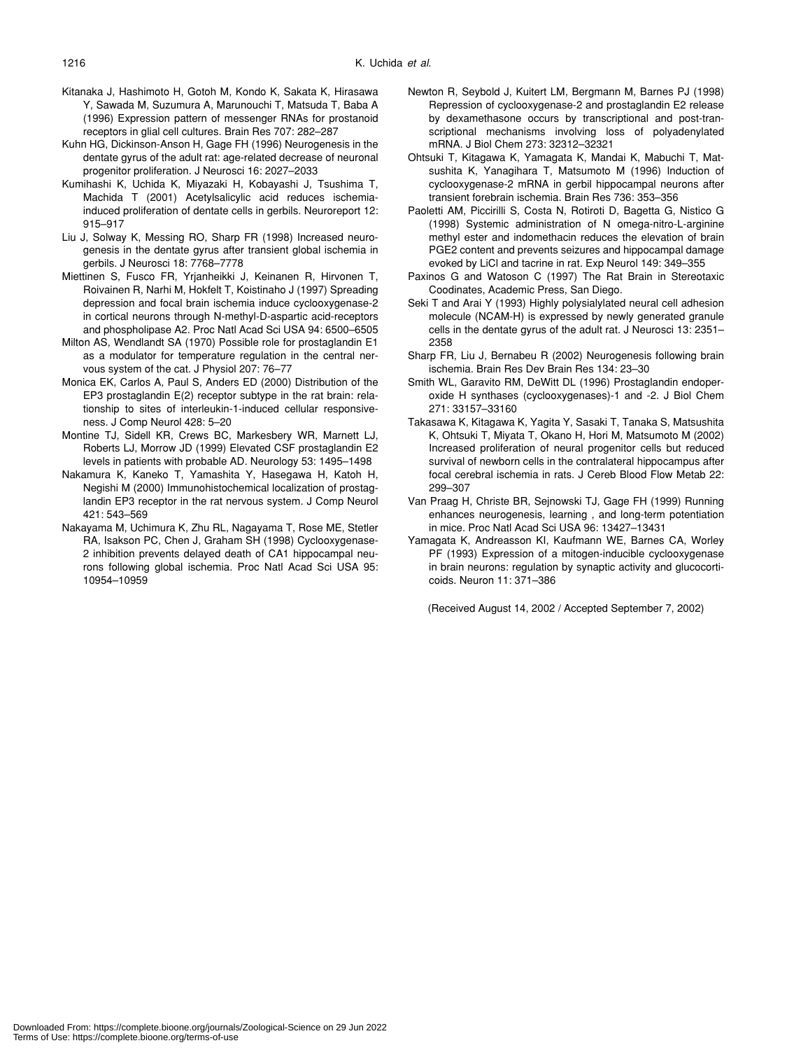Kitanaka J, Hashimoto H, Gotoh M, Kondo K, Sakata K, Hirasawa Y, Sawada M, Suzumura A, Marunouchi T, Matsuda T, Baba A (1996) Expression pattern of messenger RNAs for prostanoid receptors in glial cell cultures. Brain Res 707: 282–287

Kuhn HG, Dickinson-Anson H, Gage FH (1996) Neurogenesis in the dentate gyrus of the adult rat: age-related decrease of neuronal progenitor proliferation. J Neurosci 16: 2027–2033

Kumihashi K, Uchida K, Miyazaki H, Kobayashi J, Tsushima T, Machida T (2001) Acetylsalicylic acid reduces ischemia-induced proliferation of dentate cells in gerbils. Neuroreport 12: 915–917

Liu J, Solway K, Messing RO, Sharp FR (1998) Increased neurogenesis in the dentate gyrus after transient global ischemia in gerbils. J Neurosci 18: 7768–7778

Miettinen S, Fusco FR, Yrjanheikki J, Keinanen R, Hirvonen T, Roivainen R, Narhi M, Hokfelt T, Koistinaho J (1997) Spreading depression and focal brain ischemia induce cyclooxygenase-2 in cortical neurons through N-methyl-D-aspartic acid-receptors and phospholipase A2. Proc Natl Acad Sci USA 94: 6500–6505

Milton AS, Wendlandt SA (1970) Possible role for prostaglandin E1 as a modulator for temperature regulation in the central nervous system of the cat. J Physiol 207: 76–77

Monica EK, Carlos A, Paul S, Anders ED (2000) Distribution of the EP3 prostaglandin E(2) receptor subtype in the rat brain: relationship to sites of interleukin-1-induced cellular responsiveness. J Comp Neurol 428: 5–20

Montine TJ, Sidell KR, Crews BC, Markesbery WR, Marnett LJ, Roberts LJ, Morrow JD (1999) Elevated CSF prostaglandin E2 levels in patients with probable AD. Neurology 53: 1495–1498

Nakamura K, Kaneko T, Yamashita Y, Hasegawa H, Katoh H, Negishi M (2000) Immunohistochemical localization of prostaglandin EP3 receptor in the rat nervous system. J Comp Neurol 421: 543–569

Nakayama M, Uchimura K, Zhu RL, Nagayama T, Rose ME, Stetler RA, Isakson PC, Chen J, Graham SH (1998) Cyclooxygenase-2 inhibition prevents delayed death of CA1 hippocampal neurons following global ischemia. Proc Natl Acad Sci USA 95: 10954–10959

Newton R, Seybold J, Kuitert LM, Bergmann M, Barnes PJ (1998) Repression of cyclooxygenase-2 and prostaglandin E2 release by dexamethasone occurs by transcriptional and post-transcriptional mechanisms involving loss of polyadenylated mRNA. J Biol Chem 273: 32312–32321

Ohtsuki T, Kitagawa K, Yamagata K, Mandai K, Mabuchi T, Matsushita K, Yanagihara T, Matsumoto M (1996) Induction of cyclooxygenase-2 mRNA in gerbil hippocampal neurons after transient forebrain ischemia. Brain Res 736: 353–356

Paoletti AM, Piccirilli S, Costa N, Rotiroti D, Bagetta G, Nistico G (1998) Systemic administration of N omega-nitro-L-arginine methyl ester and indomethacin reduces the elevation of brain PGE2 content and prevents seizures and hippocampal damage evoked by LiCl and tacrine in rat. Exp Neurol 149: 349–355

Paxinos G and Watoson C (1997) The Rat Brain in Stereotaxic Coodinates, Academic Press, San Diego.

Seki T and Arai Y (1993) Highly polysialylated neural cell adhesion molecule (NCAM-H) is expressed by newly generated granule cells in the dentate gyrus of the adult rat. J Neurosci 13: 2351–2358

Sharp FR, Liu J, Bernabeu R (2002) Neurogenesis following brain ischemia. Brain Res Dev Brain Res 134: 23–30

Smith WL, Garavito RM, DeWitt DL (1996) Prostaglandin endoperoxide H synthases (cyclooxygenases)-1 and -2. J Biol Chem 271: 33157–33160

Takasawa K, Kitagawa K, Yagita Y, Sasaki T, Tanaka S, Matsushita K, Ohtsuki T, Miyata T, Okano H, Hori M, Matsumoto M (2002) Increased proliferation of neural progenitor cells but reduced survival of newborn cells in the contralateral hippocampus after focal cerebral ischemia in rats. J Cereb Blood Flow Metab 22: 299–307

Van Praag H, Christe BR, Sejnowski TJ, Gage FH (1999) Running enhances neurogenesis, learning , and long-term potentiation in mice. Proc Natl Acad Sci USA 96: 13427–13431

Yamagata K, Andreasson KI, Kaufmann WE, Barnes CA, Worley PF (1993) Expression of a mitogen-inducible cyclooxygenase in brain neurons: regulation by synaptic activity and glucocorticoids. Neuron 11: 371–386

(Received August 14, 2002 / Accepted September 7, 2002)